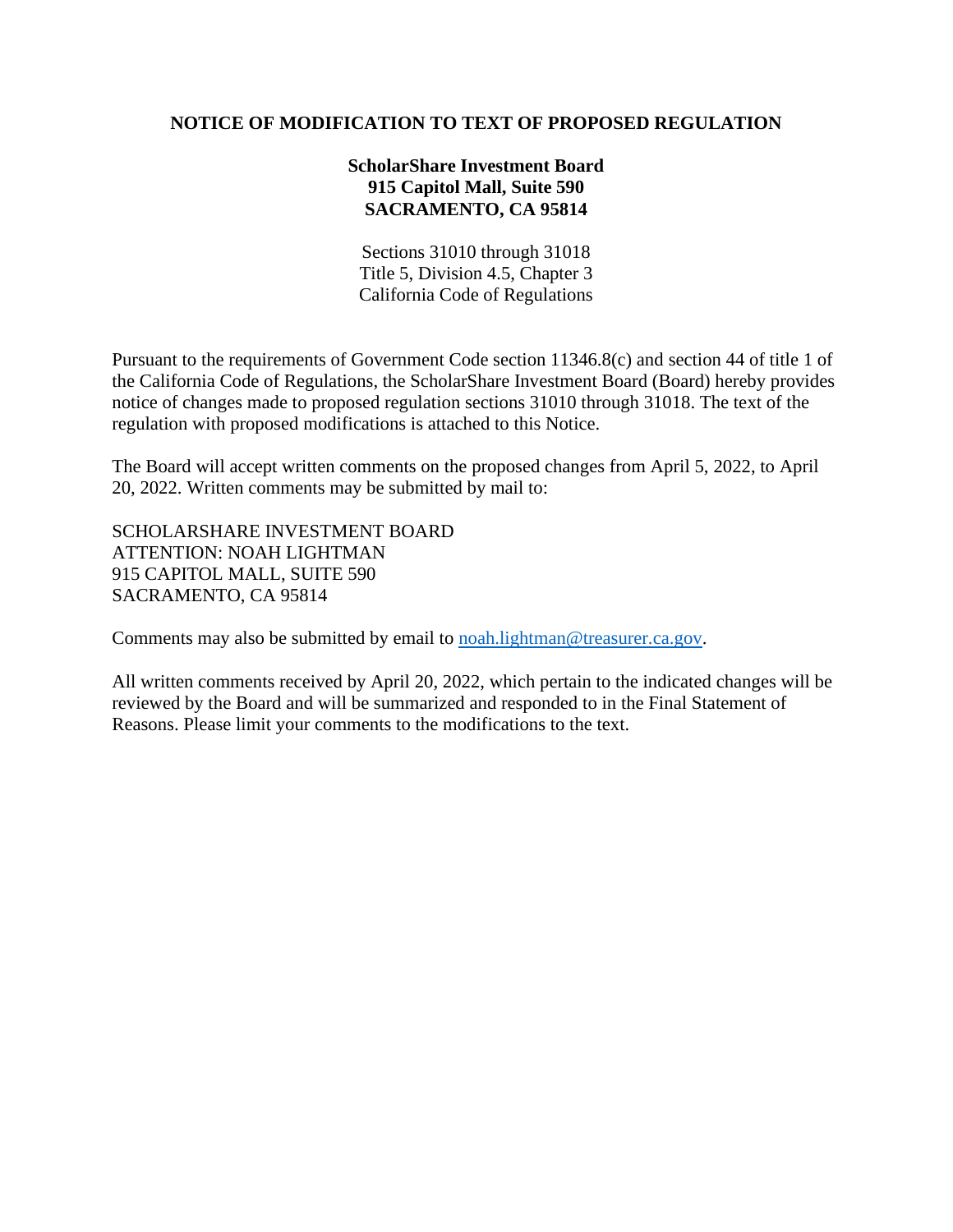# NOTICE OF MODIFICATION TO TEXT OF PROPOSED REGULATION

**ScholarShare Investment Board**
**915 Capitol Mall, Suite 590**
**SACRAMENTO, CA 95814**

Sections 31010 through 31018
Title 5, Division 4.5, Chapter 3
California Code of Regulations

Pursuant to the requirements of Government Code section 11346.8(c) and section 44 of title 1 of the California Code of Regulations, the ScholarShare Investment Board (Board) hereby provides notice of changes made to proposed regulation sections 31010 through 31018. The text of the regulation with proposed modifications is attached to this Notice.

The Board will accept written comments on the proposed changes from April 5, 2022, to April 20, 2022. Written comments may be submitted by mail to:

SCHOLARSHARE INVESTMENT BOARD
ATTENTION: NOAH LIGHTMAN
915 CAPITOL MALL, SUITE 590
SACRAMENTO, CA 95814

Comments may also be submitted by email to noah.lightman@treasurer.ca.gov.

All written comments received by April 20, 2022, which pertain to the indicated changes will be reviewed by the Board and will be summarized and responded to in the Final Statement of Reasons. Please limit your comments to the modifications to the text.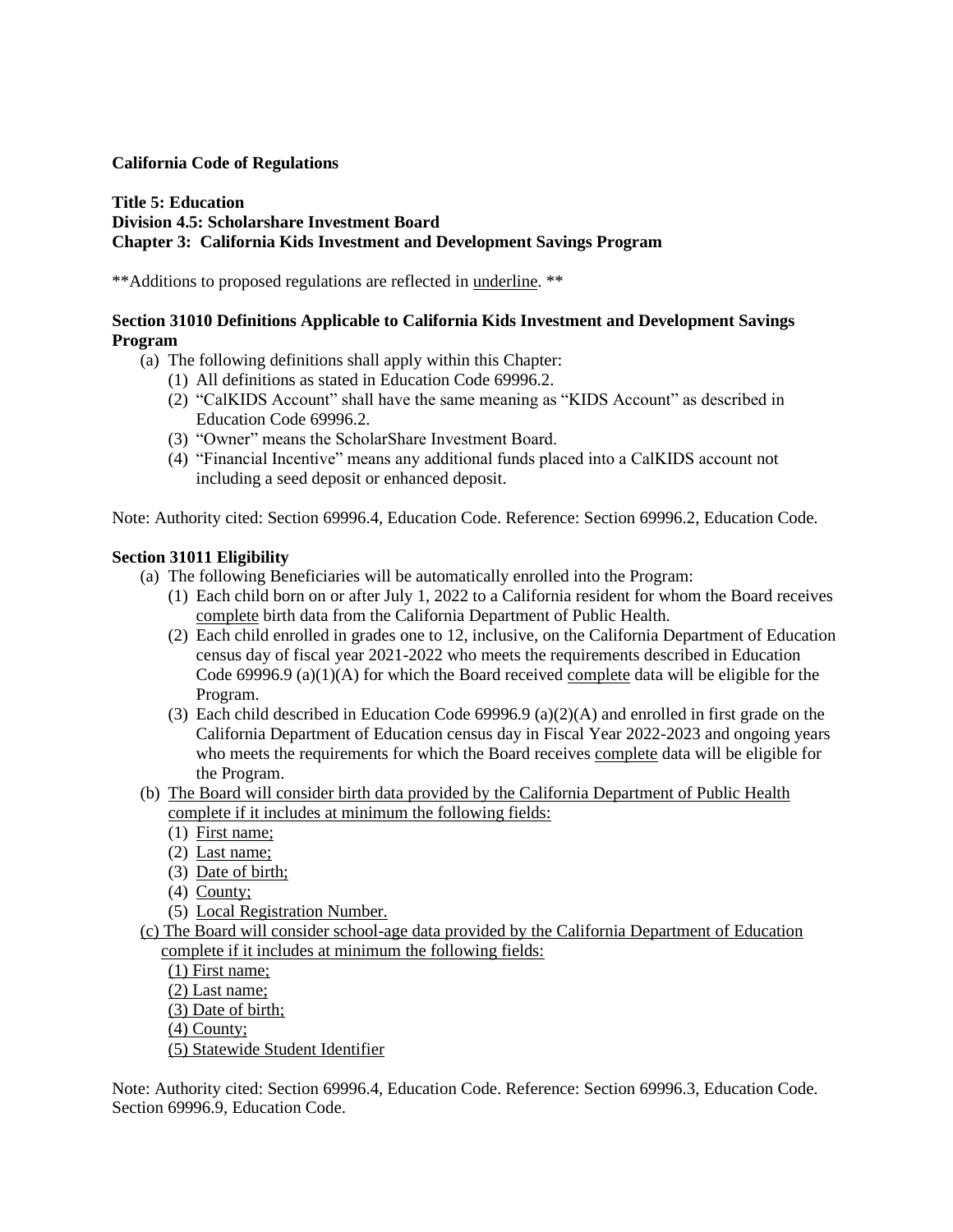**California Code of Regulations**

**Title 5: Education**
**Division 4.5: Scholarshare Investment Board**
**Chapter 3: California Kids Investment and Development Savings Program**

**Additions to proposed regulations are reflected in <u>underline</u>.**

**Section 31010 Definitions Applicable to California Kids Investment and Development Savings Program**

(a) The following definitions shall apply within this Chapter:
  (1) All definitions as stated in Education Code 69996.2.
  (2) "CalKIDS Account" shall have the same meaning as "KIDS Account" as described in Education Code 69996.2.
  (3) "Owner" means the ScholarShare Investment Board.
  (4) "Financial Incentive" means any additional funds placed into a CalKIDS account not including a seed deposit or enhanced deposit.

Note: Authority cited: Section 69996.4, Education Code. Reference: Section 69996.2, Education Code.

**Section 31011 Eligibility**

(a) The following Beneficiaries will be automatically enrolled into the Program:
  (1) Each child born on or after July 1, 2022 to a California resident for whom the Board receives <u>complete</u> birth data from the California Department of Public Health.
  (2) Each child enrolled in grades one to 12, inclusive, on the California Department of Education census day of fiscal year 2021-2022 who meets the requirements described in Education Code 69996.9 (a)(1)(A) for which the Board received <u>complete</u> data will be eligible for the Program.
  (3) Each child described in Education Code 69996.9 (a)(2)(A) and enrolled in first grade on the California Department of Education census day in Fiscal Year 2022-2023 and ongoing years who meets the requirements for which the Board receives <u>complete</u> data will be eligible for the Program.

(b) <u>The Board will consider birth data provided by the California Department of Public Health complete if it includes at minimum the following fields:</u>
  (1) <u>First name;</u>
  (2) <u>Last name;</u>
  (3) <u>Date of birth;</u>
  (4) <u>County;</u>
  (5) <u>Local Registration Number.</u>

<u>(c) The Board will consider school-age data provided by the California Department of Education complete if it includes at minimum the following fields:</u>
  <u>(1) First name;</u>
  <u>(2) Last name;</u>
  <u>(3) Date of birth;</u>
  <u>(4) County;</u>
  <u>(5) Statewide Student Identifier</u>

Note: Authority cited: Section 69996.4, Education Code. Reference: Section 69996.3, Education Code. Section 69996.9, Education Code.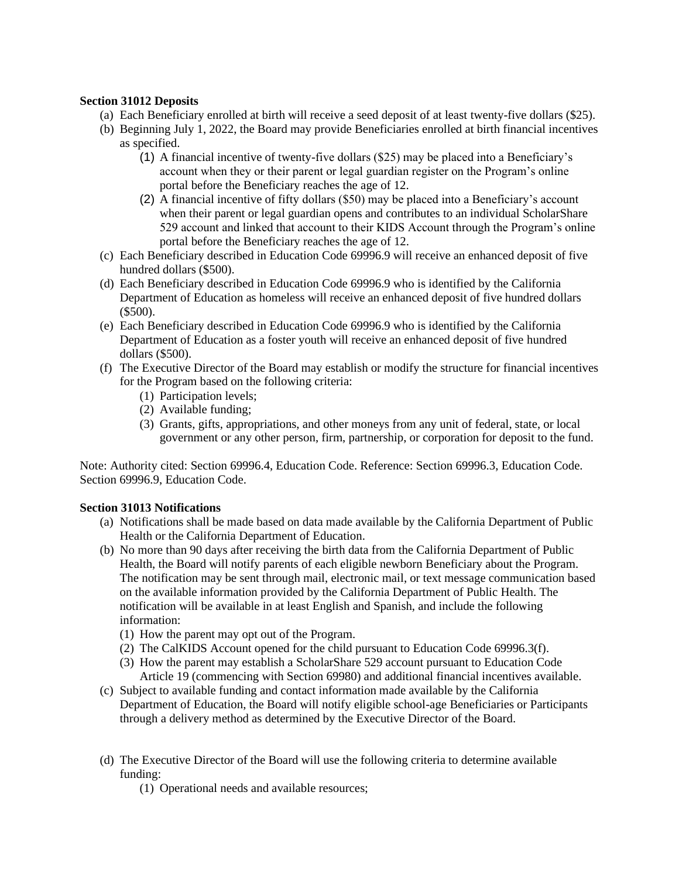**Section 31012 Deposits**

(a) Each Beneficiary enrolled at birth will receive a seed deposit of at least twenty-five dollars ($25).

(b) Beginning July 1, 2022, the Board may provide Beneficiaries enrolled at birth financial incentives as specified.

  (1) A financial incentive of twenty-five dollars ($25) may be placed into a Beneficiary's account when they or their parent or legal guardian register on the Program's online portal before the Beneficiary reaches the age of 12.

  (2) A financial incentive of fifty dollars ($50) may be placed into a Beneficiary's account when their parent or legal guardian opens and contributes to an individual ScholarShare 529 account and linked that account to their KIDS Account through the Program's online portal before the Beneficiary reaches the age of 12.

(c) Each Beneficiary described in Education Code 69996.9 will receive an enhanced deposit of five hundred dollars ($500).

(d) Each Beneficiary described in Education Code 69996.9 who is identified by the California Department of Education as homeless will receive an enhanced deposit of five hundred dollars ($500).

(e) Each Beneficiary described in Education Code 69996.9 who is identified by the California Department of Education as a foster youth will receive an enhanced deposit of five hundred dollars ($500).

(f) The Executive Director of the Board may establish or modify the structure for financial incentives for the Program based on the following criteria:

  (1) Participation levels;

  (2) Available funding;

  (3) Grants, gifts, appropriations, and other moneys from any unit of federal, state, or local government or any other person, firm, partnership, or corporation for deposit to the fund.

Note: Authority cited: Section 69996.4, Education Code. Reference: Section 69996.3, Education Code. Section 69996.9, Education Code.

**Section 31013 Notifications**

(a) Notifications shall be made based on data made available by the California Department of Public Health or the California Department of Education.

(b) No more than 90 days after receiving the birth data from the California Department of Public Health, the Board will notify parents of each eligible newborn Beneficiary about the Program. The notification may be sent through mail, electronic mail, or text message communication based on the available information provided by the California Department of Public Health. The notification will be available in at least English and Spanish, and include the following information:

  (1) How the parent may opt out of the Program.

  (2) The CalKIDS Account opened for the child pursuant to Education Code 69996.3(f).

  (3) How the parent may establish a ScholarShare 529 account pursuant to Education Code Article 19 (commencing with Section 69980) and additional financial incentives available.

(c) Subject to available funding and contact information made available by the California Department of Education, the Board will notify eligible school-age Beneficiaries or Participants through a delivery method as determined by the Executive Director of the Board.

(d) The Executive Director of the Board will use the following criteria to determine available funding:

  (1) Operational needs and available resources;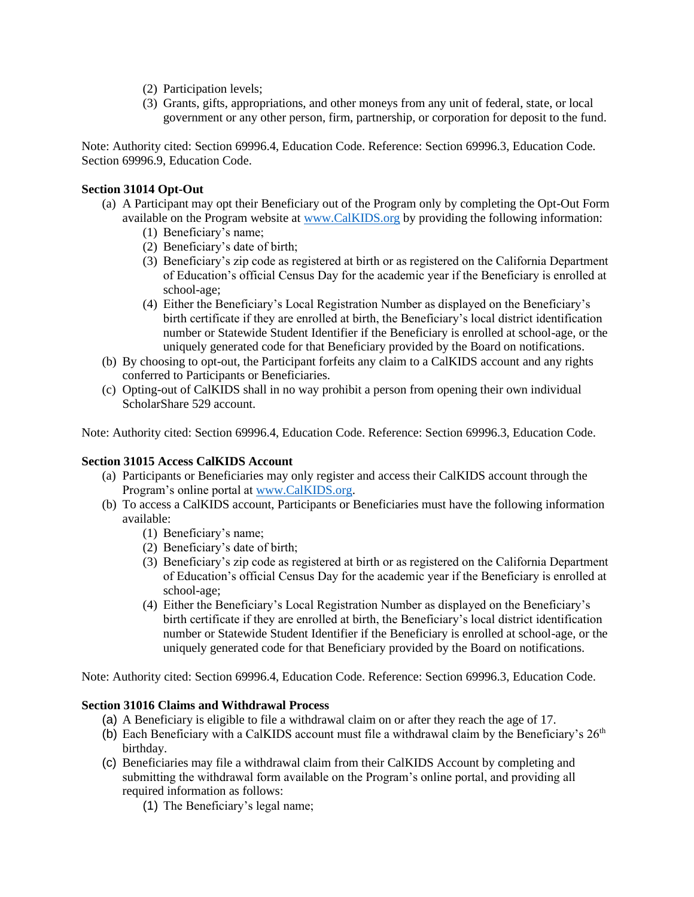(2) Participation levels;
(3) Grants, gifts, appropriations, and other moneys from any unit of federal, state, or local government or any other person, firm, partnership, or corporation for deposit to the fund.

Note: Authority cited: Section 69996.4, Education Code. Reference: Section 69996.3, Education Code. Section 69996.9, Education Code.

**Section 31014 Opt-Out**

(a) A Participant may opt their Beneficiary out of the Program only by completing the Opt-Out Form available on the Program website at [www.CalKIDS.org](www.CalKIDS.org) by providing the following information:
   (1) Beneficiary's name;
   (2) Beneficiary's date of birth;
   (3) Beneficiary's zip code as registered at birth or as registered on the California Department of Education's official Census Day for the academic year if the Beneficiary is enrolled at school-age;
   (4) Either the Beneficiary's Local Registration Number as displayed on the Beneficiary's birth certificate if they are enrolled at birth, the Beneficiary's local district identification number or Statewide Student Identifier if the Beneficiary is enrolled at school-age, or the uniquely generated code for that Beneficiary provided by the Board on notifications.

(b) By choosing to opt-out, the Participant forfeits any claim to a CalKIDS account and any rights conferred to Participants or Beneficiaries.

(c) Opting-out of CalKIDS shall in no way prohibit a person from opening their own individual ScholarShare 529 account.

Note: Authority cited: Section 69996.4, Education Code. Reference: Section 69996.3, Education Code.

**Section 31015 Access CalKIDS Account**

(a) Participants or Beneficiaries may only register and access their CalKIDS account through the Program's online portal at [www.CalKIDS.org](www.CalKIDS.org).

(b) To access a CalKIDS account, Participants or Beneficiaries must have the following information available:
   (1) Beneficiary's name;
   (2) Beneficiary's date of birth;
   (3) Beneficiary's zip code as registered at birth or as registered on the California Department of Education's official Census Day for the academic year if the Beneficiary is enrolled at school-age;
   (4) Either the Beneficiary's Local Registration Number as displayed on the Beneficiary's birth certificate if they are enrolled at birth, the Beneficiary's local district identification number or Statewide Student Identifier if the Beneficiary is enrolled at school-age, or the uniquely generated code for that Beneficiary provided by the Board on notifications.

Note: Authority cited: Section 69996.4, Education Code. Reference: Section 69996.3, Education Code.

**Section 31016 Claims and Withdrawal Process**

(a) A Beneficiary is eligible to file a withdrawal claim on or after they reach the age of 17.

(b) Each Beneficiary with a CalKIDS account must file a withdrawal claim by the Beneficiary's 26th birthday.

(c) Beneficiaries may file a withdrawal claim from their CalKIDS Account by completing and submitting the withdrawal form available on the Program's online portal, and providing all required information as follows:
   (1) The Beneficiary's legal name;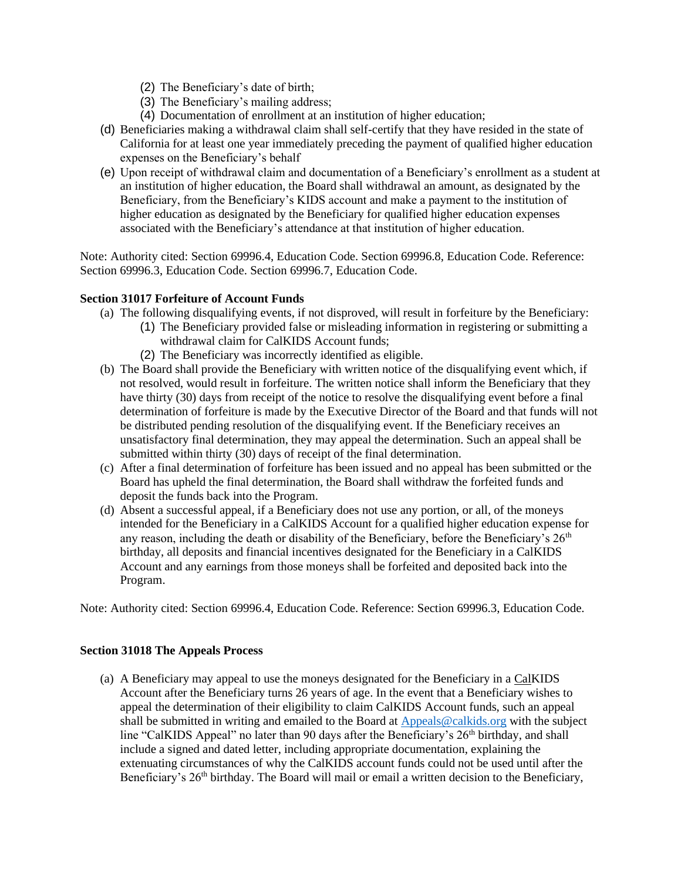(2) The Beneficiary's date of birth;
   (3) The Beneficiary's mailing address;
   (4) Documentation of enrollment at an institution of higher education;

(d) Beneficiaries making a withdrawal claim shall self-certify that they have resided in the state of California for at least one year immediately preceding the payment of qualified higher education expenses on the Beneficiary's behalf

(e) Upon receipt of withdrawal claim and documentation of a Beneficiary's enrollment as a student at an institution of higher education, the Board shall withdrawal an amount, as designated by the Beneficiary, from the Beneficiary's KIDS account and make a payment to the institution of higher education as designated by the Beneficiary for qualified higher education expenses associated with the Beneficiary's attendance at that institution of higher education.

Note: Authority cited: Section 69996.4, Education Code. Section 69996.8, Education Code. Reference: Section 69996.3, Education Code. Section 69996.7, Education Code.

**Section 31017 Forfeiture of Account Funds**

(a) The following disqualifying events, if not disproved, will result in forfeiture by the Beneficiary:
   (1) The Beneficiary provided false or misleading information in registering or submitting a withdrawal claim for CalKIDS Account funds;
   (2) The Beneficiary was incorrectly identified as eligible.

(b) The Board shall provide the Beneficiary with written notice of the disqualifying event which, if not resolved, would result in forfeiture. The written notice shall inform the Beneficiary that they have thirty (30) days from receipt of the notice to resolve the disqualifying event before a final determination of forfeiture is made by the Executive Director of the Board and that funds will not be distributed pending resolution of the disqualifying event. If the Beneficiary receives an unsatisfactory final determination, they may appeal the determination. Such an appeal shall be submitted within thirty (30) days of receipt of the final determination.

(c) After a final determination of forfeiture has been issued and no appeal has been submitted or the Board has upheld the final determination, the Board shall withdraw the forfeited funds and deposit the funds back into the Program.

(d) Absent a successful appeal, if a Beneficiary does not use any portion, or all, of the moneys intended for the Beneficiary in a CalKIDS Account for a qualified higher education expense for any reason, including the death or disability of the Beneficiary, before the Beneficiary's 26th birthday, all deposits and financial incentives designated for the Beneficiary in a CalKIDS Account and any earnings from those moneys shall be forfeited and deposited back into the Program.

Note: Authority cited: Section 69996.4, Education Code. Reference: Section 69996.3, Education Code.

**Section 31018 The Appeals Process**

(a) A Beneficiary may appeal to use the moneys designated for the Beneficiary in a CalKIDS Account after the Beneficiary turns 26 years of age. In the event that a Beneficiary wishes to appeal the determination of their eligibility to claim CalKIDS Account funds, such an appeal shall be submitted in writing and emailed to the Board at Appeals@calkids.org with the subject line "CalKIDS Appeal" no later than 90 days after the Beneficiary's 26th birthday, and shall include a signed and dated letter, including appropriate documentation, explaining the extenuating circumstances of why the CalKIDS account funds could not be used until after the Beneficiary's 26th birthday. The Board will mail or email a written decision to the Beneficiary,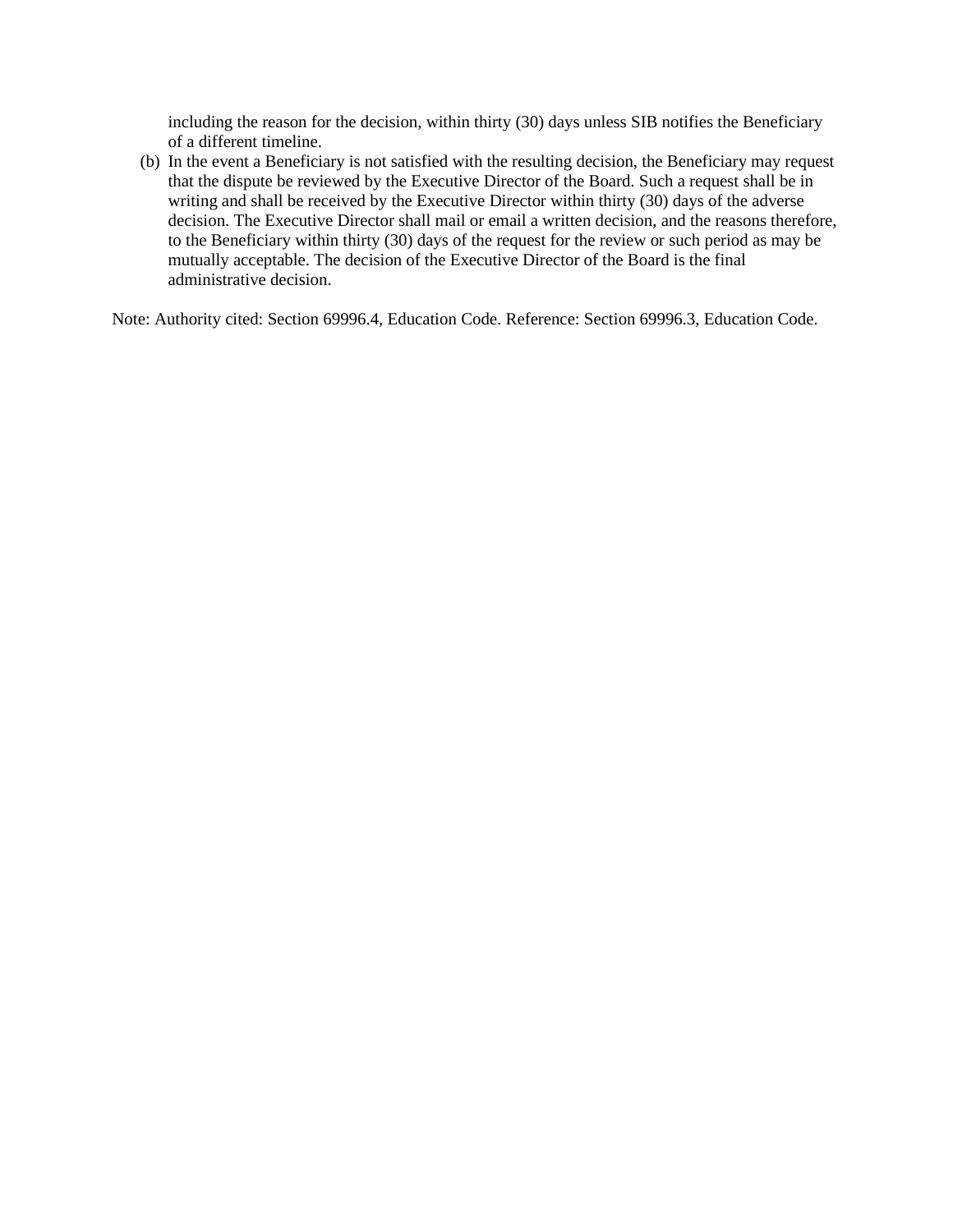including the reason for the decision, within thirty (30) days unless SIB notifies the Beneficiary of a different timeline.

(b) In the event a Beneficiary is not satisfied with the resulting decision, the Beneficiary may request that the dispute be reviewed by the Executive Director of the Board. Such a request shall be in writing and shall be received by the Executive Director within thirty (30) days of the adverse decision. The Executive Director shall mail or email a written decision, and the reasons therefore, to the Beneficiary within thirty (30) days of the request for the review or such period as may be mutually acceptable. The decision of the Executive Director of the Board is the final administrative decision.

Note: Authority cited: Section 69996.4, Education Code. Reference: Section 69996.3, Education Code.